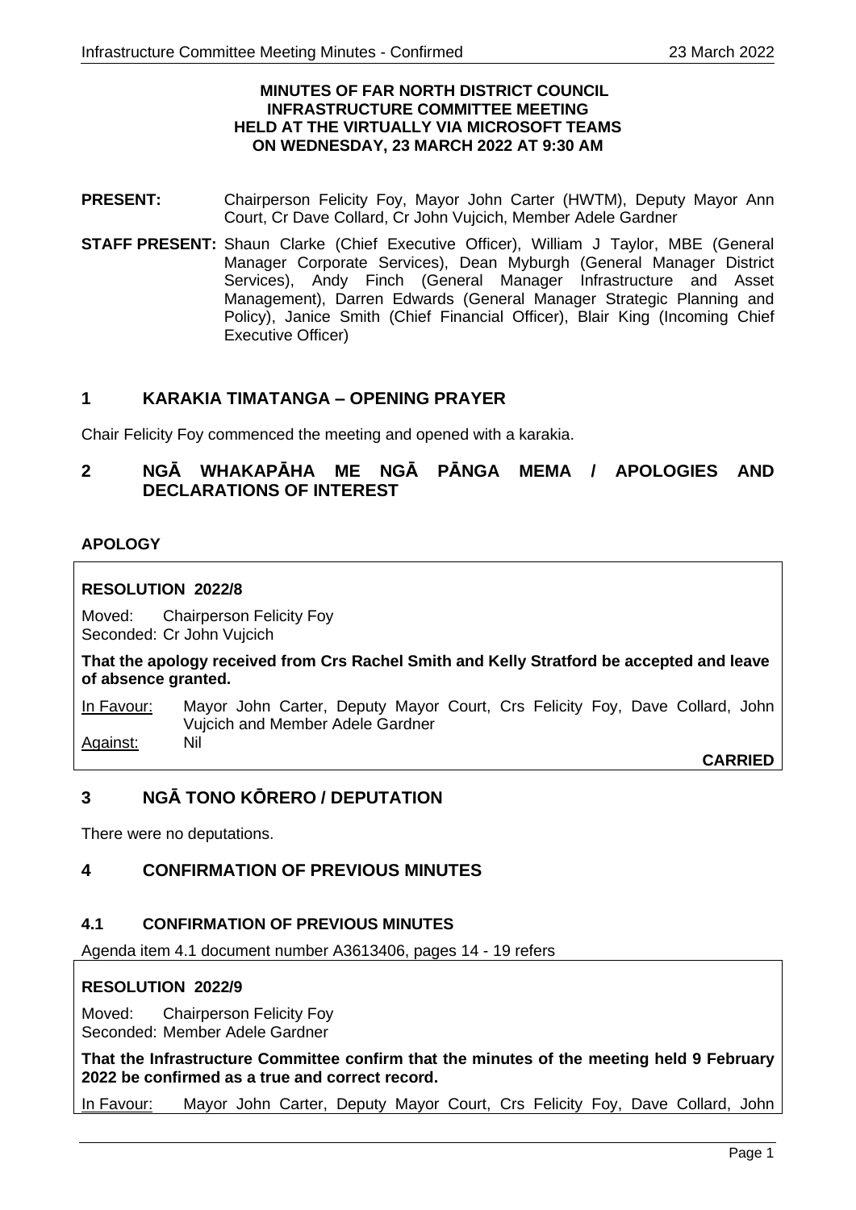**MINUTES OF FAR NORTH DISTRICT COUNCIL**
**INFRASTRUCTURE COMMITTEE MEETING**
**HELD AT THE VIRTUALLY VIA MICROSOFT TEAMS**
**ON WEDNESDAY, 23 MARCH 2022 AT 9:30 AM**

**PRESENT:** Chairperson Felicity Foy, Mayor John Carter (HWTM), Deputy Mayor Ann Court, Cr Dave Collard, Cr John Vujcich, Member Adele Gardner

**STAFF PRESENT:** Shaun Clarke (Chief Executive Officer), William J Taylor, MBE (General Manager Corporate Services), Dean Myburgh (General Manager District Services), Andy Finch (General Manager Infrastructure and Asset Management), Darren Edwards (General Manager Strategic Planning and Policy), Janice Smith (Chief Financial Officer), Blair King (Incoming Chief Executive Officer)

## 1 KARAKIA TIMATANGA – OPENING PRAYER

Chair Felicity Foy commenced the meeting and opened with a karakia.

## 2 NGĀ WHAKAPĀHA ME NGĀ PĀNGA MEMA / APOLOGIES AND DECLARATIONS OF INTEREST

### APOLOGY

**RESOLUTION 2022/8**

Moved: Chairperson Felicity Foy
Seconded: Cr John Vujcich

**That the apology received from Crs Rachel Smith and Kelly Stratford be accepted and leave of absence granted.**

In Favour: Mayor John Carter, Deputy Mayor Court, Crs Felicity Foy, Dave Collard, John Vujcich and Member Adele Gardner
Against: Nil

**CARRIED**

## 3 NGĀ TONO KŌRERO / DEPUTATION

There were no deputations.

## 4 CONFIRMATION OF PREVIOUS MINUTES

### 4.1 CONFIRMATION OF PREVIOUS MINUTES

Agenda item 4.1 document number A3613406, pages 14 - 19 refers

**RESOLUTION 2022/9**

Moved: Chairperson Felicity Foy
Seconded: Member Adele Gardner

**That the Infrastructure Committee confirm that the minutes of the meeting held 9 February 2022 be confirmed as a true and correct record.**

In Favour: Mayor John Carter, Deputy Mayor Court, Crs Felicity Foy, Dave Collard, John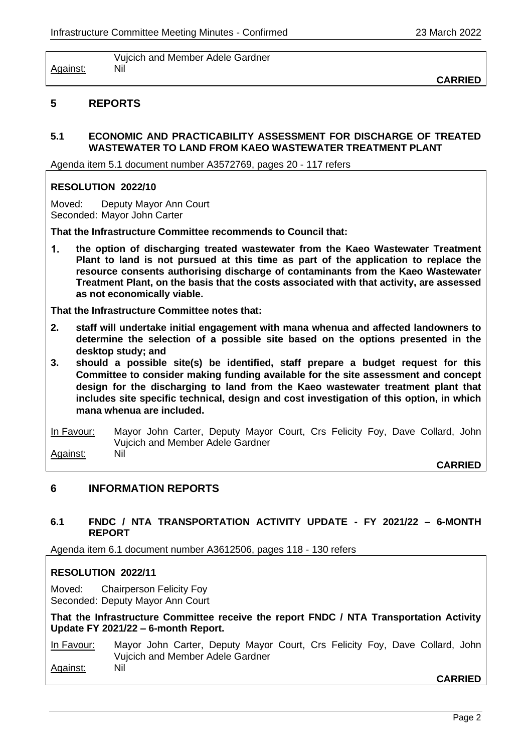Vujcich and Member Adele Gardner
Against: Nil

**CARRIED**

## 5 REPORTS

### 5.1 ECONOMIC AND PRACTICABILITY ASSESSMENT FOR DISCHARGE OF TREATED WASTEWATER TO LAND FROM KAEO WASTEWATER TREATMENT PLANT

Agenda item 5.1 document number A3572769, pages 20 - 117 refers

**RESOLUTION 2022/10**

Moved: Deputy Mayor Ann Court
Seconded: Mayor John Carter

**That the Infrastructure Committee recommends to Council that:**

1. **the option of discharging treated wastewater from the Kaeo Wastewater Treatment Plant to land is not pursued at this time as part of the application to replace the resource consents authorising discharge of contaminants from the Kaeo Wastewater Treatment Plant, on the basis that the costs associated with that activity, are assessed as not economically viable.**

**That the Infrastructure Committee notes that:**

2. **staff will undertake initial engagement with mana whenua and affected landowners to determine the selection of a possible site based on the options presented in the desktop study; and**
3. **should a possible site(s) be identified, staff prepare a budget request for this Committee to consider making funding available for the site assessment and concept design for the discharging to land from the Kaeo wastewater treatment plant that includes site specific technical, design and cost investigation of this option, in which mana whenua are included.**

In Favour: Mayor John Carter, Deputy Mayor Court, Crs Felicity Foy, Dave Collard, John Vujcich and Member Adele Gardner
Against: Nil

**CARRIED**

## 6 INFORMATION REPORTS

### 6.1 FNDC / NTA TRANSPORTATION ACTIVITY UPDATE - FY 2021/22 – 6-MONTH REPORT

Agenda item 6.1 document number A3612506, pages 118 - 130 refers

**RESOLUTION 2022/11**

Moved: Chairperson Felicity Foy
Seconded: Deputy Mayor Ann Court

**That the Infrastructure Committee receive the report FNDC / NTA Transportation Activity Update FY 2021/22 – 6-month Report.**

In Favour: Mayor John Carter, Deputy Mayor Court, Crs Felicity Foy, Dave Collard, John Vujcich and Member Adele Gardner
Against: Nil

**CARRIED**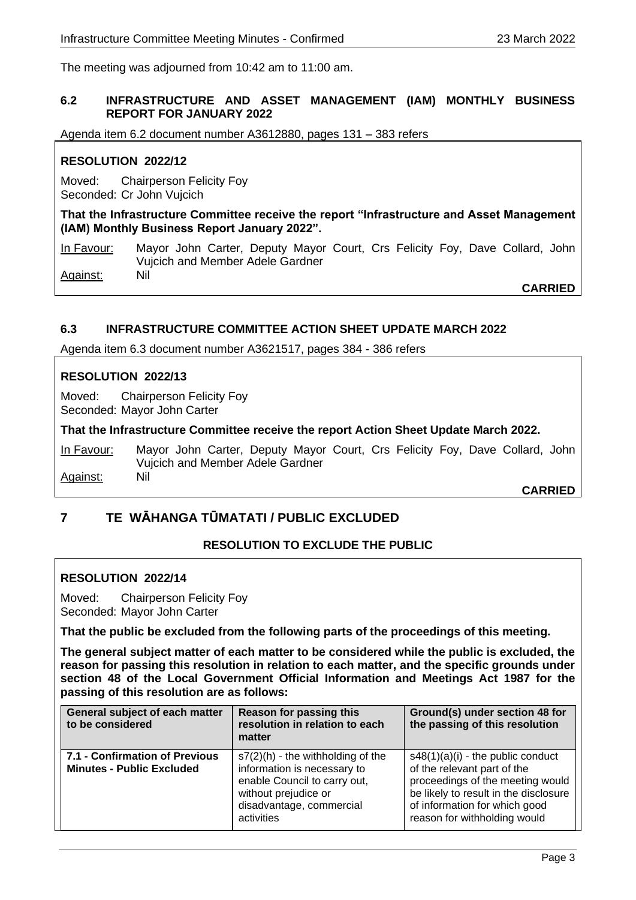The meeting was adjourned from 10:42 am to 11:00 am.

### 6.2 INFRASTRUCTURE AND ASSET MANAGEMENT (IAM) MONTHLY BUSINESS REPORT FOR JANUARY 2022

Agenda item 6.2 document number A3612880, pages 131 – 383 refers

**RESOLUTION 2022/12**

Moved: Chairperson Felicity Foy
Seconded: Cr John Vujcich

**That the Infrastructure Committee receive the report "Infrastructure and Asset Management (IAM) Monthly Business Report January 2022".**

In Favour: Mayor John Carter, Deputy Mayor Court, Crs Felicity Foy, Dave Collard, John Vujcich and Member Adele Gardner
Against: Nil

**CARRIED**

### 6.3 INFRASTRUCTURE COMMITTEE ACTION SHEET UPDATE MARCH 2022

Agenda item 6.3 document number A3621517, pages 384 - 386 refers

**RESOLUTION 2022/13**

Moved: Chairperson Felicity Foy
Seconded: Mayor John Carter

**That the Infrastructure Committee receive the report Action Sheet Update March 2022.**

In Favour: Mayor John Carter, Deputy Mayor Court, Crs Felicity Foy, Dave Collard, John Vujcich and Member Adele Gardner
Against: Nil

**CARRIED**

## 7 TE WĀHANGA TŪMATATI / PUBLIC EXCLUDED

### RESOLUTION TO EXCLUDE THE PUBLIC

**RESOLUTION 2022/14**

Moved: Chairperson Felicity Foy
Seconded: Mayor John Carter

**That the public be excluded from the following parts of the proceedings of this meeting.**

**The general subject matter of each matter to be considered while the public is excluded, the reason for passing this resolution in relation to each matter, and the specific grounds under section 48 of the Local Government Official Information and Meetings Act 1987 for the passing of this resolution are as follows:**

| General subject of each matter to be considered | Reason for passing this resolution in relation to each matter | Ground(s) under section 48 for the passing of this resolution |
|---|---|---|
| **7.1 - Confirmation of Previous Minutes - Public Excluded** | s7(2)(h) - the withholding of the information is necessary to enable Council to carry out, without prejudice or disadvantage, commercial activities | s48(1)(a)(i) - the public conduct of the relevant part of the proceedings of the meeting would be likely to result in the disclosure of information for which good reason for withholding would |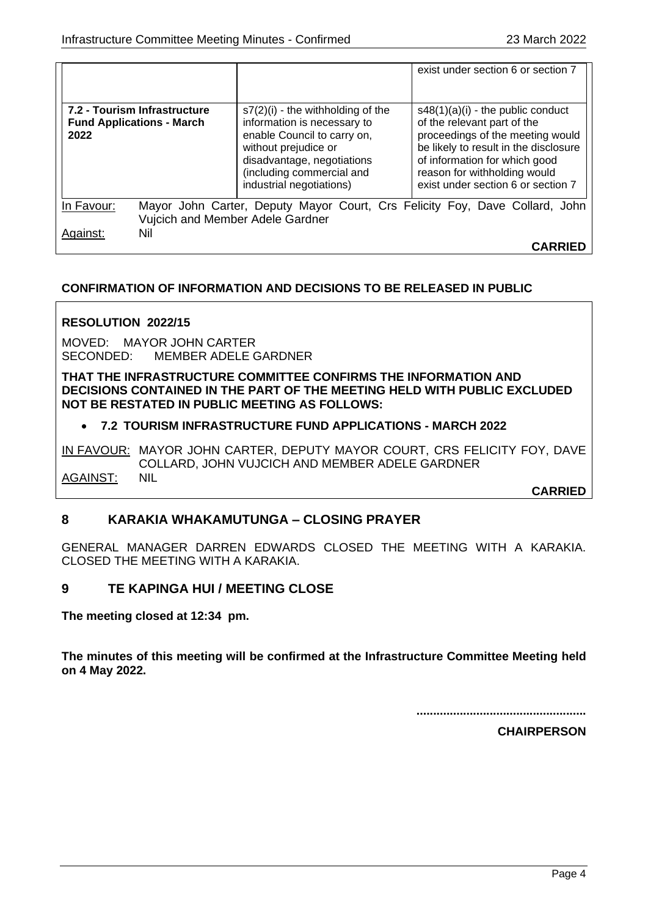| | | |
|---|---|---|
| | | exist under section 6 or section 7 |
| **7.2 - Tourism Infrastructure Fund Applications - March 2022** | s7(2)(i) - the withholding of the information is necessary to enable Council to carry on, without prejudice or disadvantage, negotiations (including commercial and industrial negotiations) | s48(1)(a)(i) - the public conduct of the relevant part of the proceedings of the meeting would be likely to result in the disclosure of information for which good reason for withholding would exist under section 6 or section 7 |

In Favour: Mayor John Carter, Deputy Mayor Court, Crs Felicity Foy, Dave Collard, John Vujcich and Member Adele Gardner

Against: Nil

**CARRIED**

**CONFIRMATION OF INFORMATION AND DECISIONS TO BE RELEASED IN PUBLIC**

**RESOLUTION 2022/15**

MOVED: MAYOR JOHN CARTER
SECONDED: MEMBER ADELE GARDNER

**THAT THE INFRASTRUCTURE COMMITTEE CONFIRMS THE INFORMATION AND DECISIONS CONTAINED IN THE PART OF THE MEETING HELD WITH PUBLIC EXCLUDED NOT BE RESTATED IN PUBLIC MEETING AS FOLLOWS:**

- **7.2 TOURISM INFRASTRUCTURE FUND APPLICATIONS - MARCH 2022**

IN FAVOUR: MAYOR JOHN CARTER, DEPUTY MAYOR COURT, CRS FELICITY FOY, DAVE COLLARD, JOHN VUJCICH AND MEMBER ADELE GARDNER

AGAINST: NIL

**CARRIED**

## 8 KARAKIA WHAKAMUTUNGA – CLOSING PRAYER

GENERAL MANAGER DARREN EDWARDS CLOSED THE MEETING WITH A KARAKIA. CLOSED THE MEETING WITH A KARAKIA.

## 9 TE KAPINGA HUI / MEETING CLOSE

**The meeting closed at 12:34 pm.**

**The minutes of this meeting will be confirmed at the Infrastructure Committee Meeting held on 4 May 2022.**

..................................................

**CHAIRPERSON**